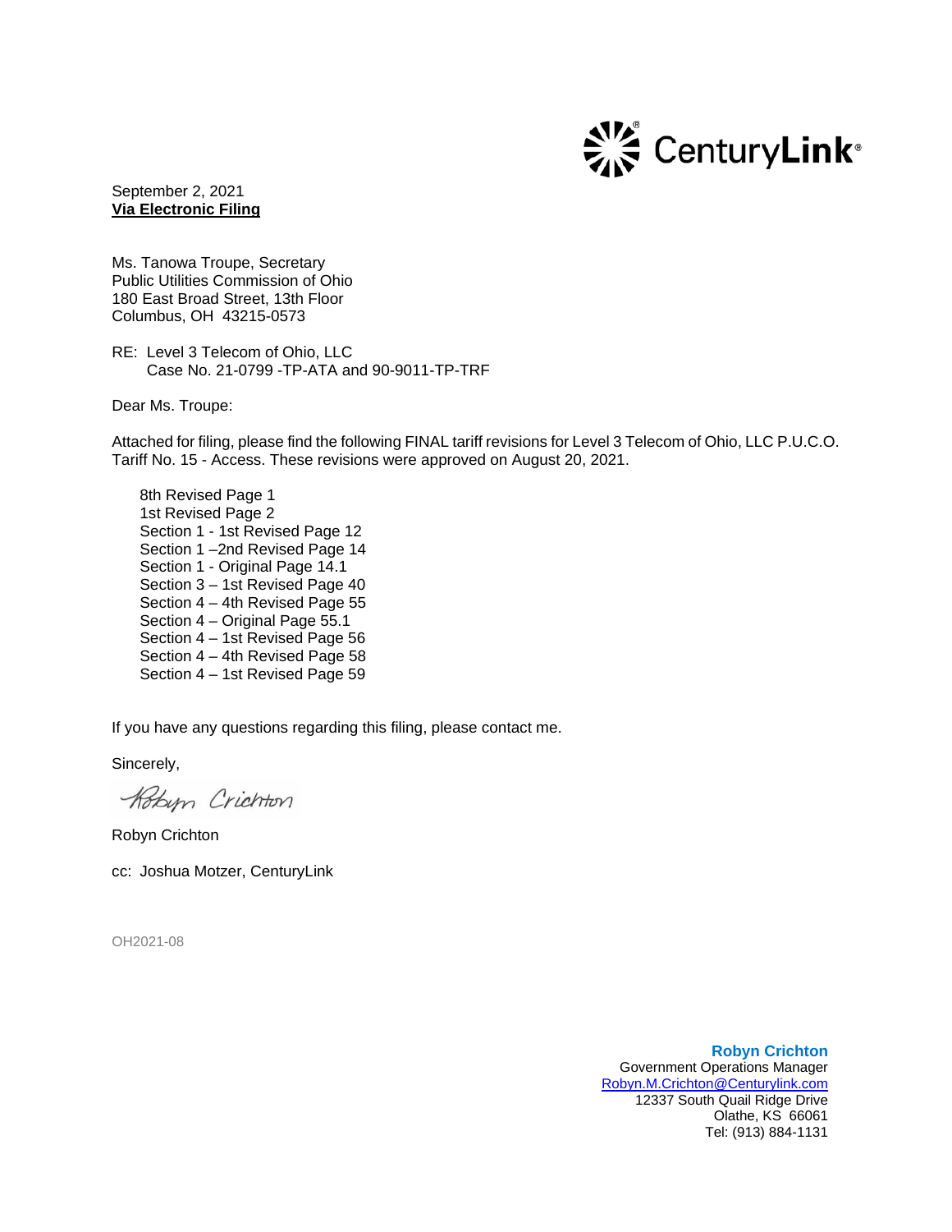CenturyLink®

September 2, 2021
**Via Electronic Filing**

Ms. Tanowa Troupe, Secretary
Public Utilities Commission of Ohio
180 East Broad Street, 13th Floor
Columbus, OH 43215-0573

RE: Level 3 Telecom of Ohio, LLC
Case No. 21-0799 -TP-ATA and 90-9011-TP-TRF

Dear Ms. Troupe:

Attached for filing, please find the following FINAL tariff revisions for Level 3 Telecom of Ohio, LLC P.U.C.O. Tariff No. 15 - Access. These revisions were approved on August 20, 2021.

8th Revised Page 1
1st Revised Page 2
Section 1 - 1st Revised Page 12
Section 1 –2nd Revised Page 14
Section 1 - Original Page 14.1
Section 3 – 1st Revised Page 40
Section 4 – 4th Revised Page 55
Section 4 – Original Page 55.1
Section 4 – 1st Revised Page 56
Section 4 – 4th Revised Page 58
Section 4 – 1st Revised Page 59

If you have any questions regarding this filing, please contact me.

Sincerely,

Robyn Crichton

Robyn Crichton

cc: Joshua Motzer, CenturyLink

OH2021-08

**Robyn Crichton**
Government Operations Manager
Robyn.M.Crichton@Centurylink.com
12337 South Quail Ridge Drive
Olathe, KS 66061
Tel: (913) 884-1131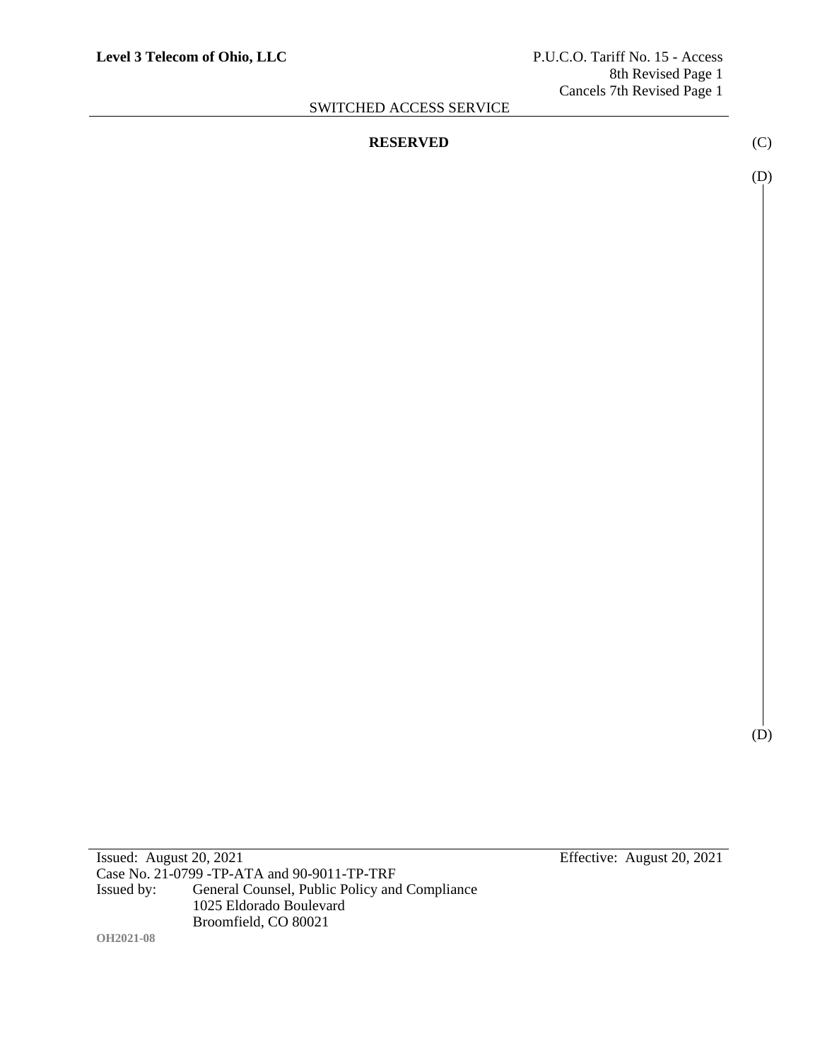**RESERVED**

(C)

(D)

(D)

Issued: August 20, 2021

Effective: August 20, 2021

Case No. 21-0799 -TP-ATA and 90-9011-TP-TRF

Issued by: General Counsel, Public Policy and Compliance
1025 Eldorado Boulevard
Broomfield, CO 80021

OH2021-08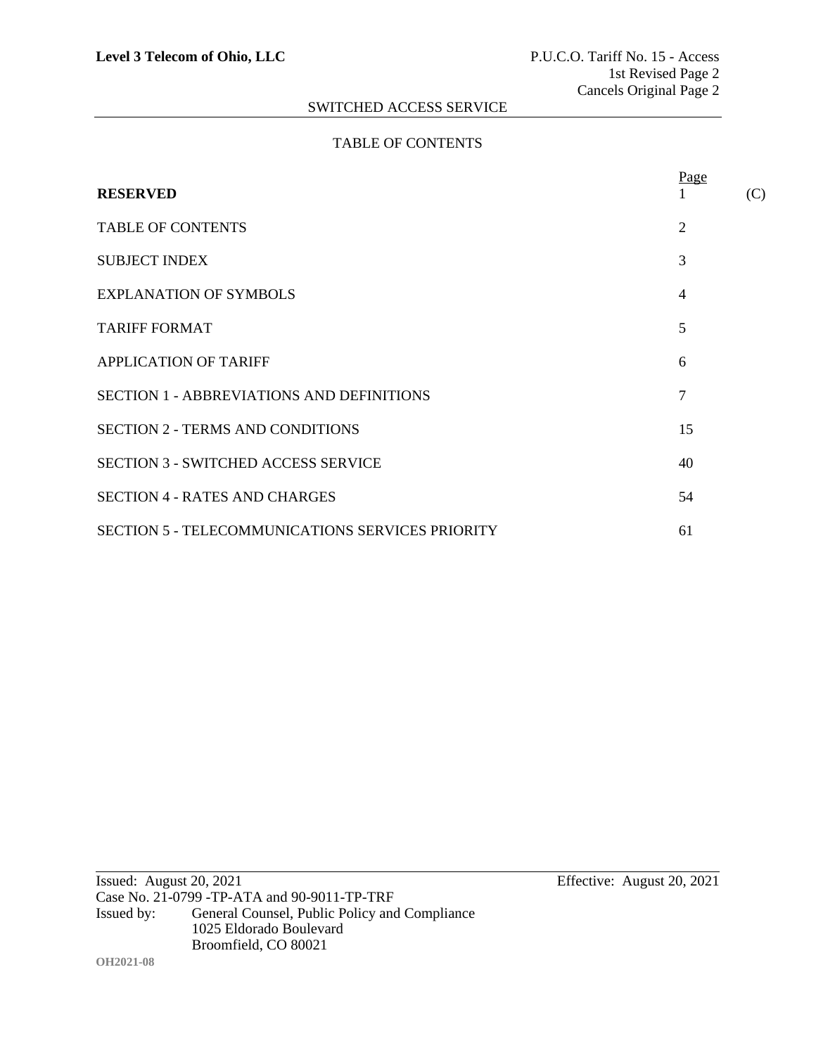# SWITCHED ACCESS SERVICE

## TABLE OF CONTENTS

| | Page | |
|---|---|---|
| **RESERVED** | 1 | (C) |
| TABLE OF CONTENTS | 2 | |
| SUBJECT INDEX | 3 | |
| EXPLANATION OF SYMBOLS | 4 | |
| TARIFF FORMAT | 5 | |
| APPLICATION OF TARIFF | 6 | |
| SECTION 1 - ABBREVIATIONS AND DEFINITIONS | 7 | |
| SECTION 2 - TERMS AND CONDITIONS | 15 | |
| SECTION 3 - SWITCHED ACCESS SERVICE | 40 | |
| SECTION 4 - RATES AND CHARGES | 54 | |
| SECTION 5 - TELECOMMUNICATIONS SERVICES PRIORITY | 61 | |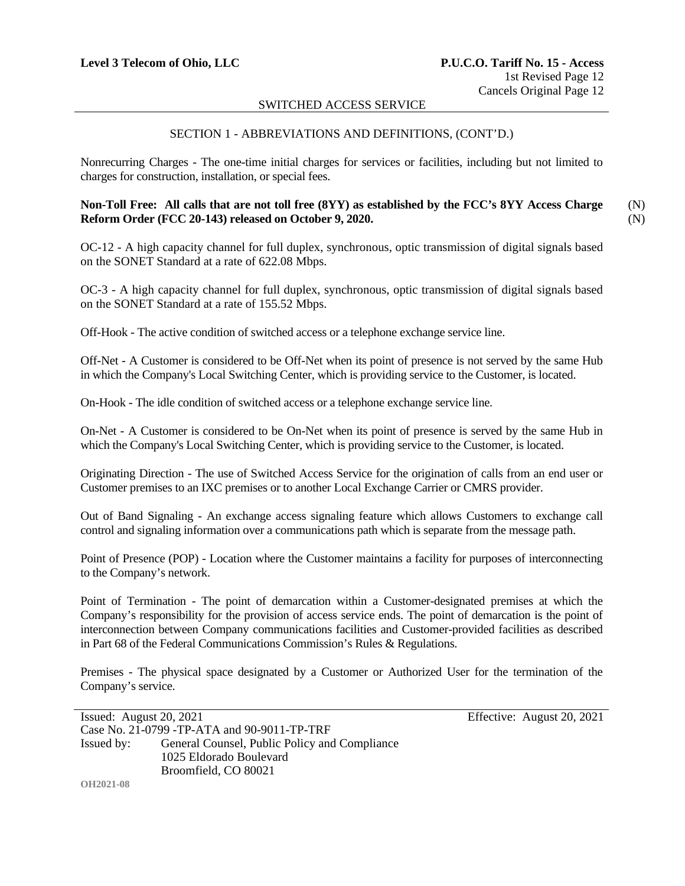**Level 3 Telecom of Ohio, LLC** **P.U.C.O. Tariff No. 15 - Access**
1st Revised Page 12
Cancels Original Page 12

SWITCHED ACCESS SERVICE

SECTION 1 - ABBREVIATIONS AND DEFINITIONS, (CONT'D.)

Nonrecurring Charges - The one-time initial charges for services or facilities, including but not limited to charges for construction, installation, or special fees.

**Non-Toll Free: All calls that are not toll free (8YY) as established by the FCC's 8YY Access Charge Reform Order (FCC 20-143) released on October 9, 2020.** (N)
(N)

OC-12 - A high capacity channel for full duplex, synchronous, optic transmission of digital signals based on the SONET Standard at a rate of 622.08 Mbps.

OC-3 - A high capacity channel for full duplex, synchronous, optic transmission of digital signals based on the SONET Standard at a rate of 155.52 Mbps.

Off-Hook - The active condition of switched access or a telephone exchange service line.

Off-Net - A Customer is considered to be Off-Net when its point of presence is not served by the same Hub in which the Company's Local Switching Center, which is providing service to the Customer, is located.

On-Hook - The idle condition of switched access or a telephone exchange service line.

On-Net - A Customer is considered to be On-Net when its point of presence is served by the same Hub in which the Company's Local Switching Center, which is providing service to the Customer, is located.

Originating Direction - The use of Switched Access Service for the origination of calls from an end user or Customer premises to an IXC premises or to another Local Exchange Carrier or CMRS provider.

Out of Band Signaling - An exchange access signaling feature which allows Customers to exchange call control and signaling information over a communications path which is separate from the message path.

Point of Presence (POP) - Location where the Customer maintains a facility for purposes of interconnecting to the Company's network.

Point of Termination - The point of demarcation within a Customer-designated premises at which the Company's responsibility for the provision of access service ends. The point of demarcation is the point of interconnection between Company communications facilities and Customer-provided facilities as described in Part 68 of the Federal Communications Commission's Rules & Regulations.

Premises - The physical space designated by a Customer or Authorized User for the termination of the Company's service.

Issued: August 20, 2021 Effective: August 20, 2021
Case No. 21-0799 -TP-ATA and 90-9011-TP-TRF
Issued by: General Counsel, Public Policy and Compliance
1025 Eldorado Boulevard
Broomfield, CO 80021

OH2021-08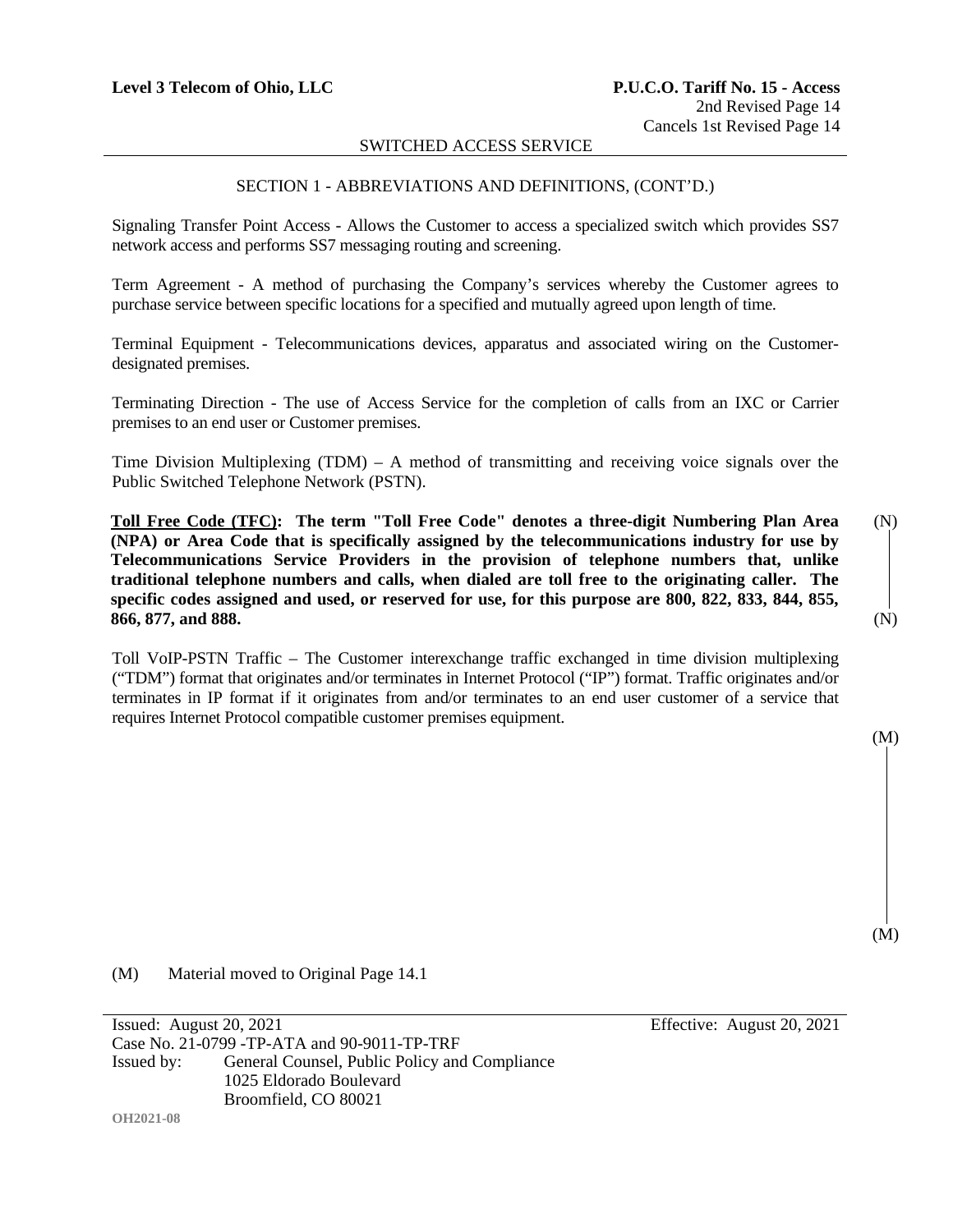SWITCHED ACCESS SERVICE

SECTION 1 - ABBREVIATIONS AND DEFINITIONS, (CONT'D.)

Signaling Transfer Point Access - Allows the Customer to access a specialized switch which provides SS7 network access and performs SS7 messaging routing and screening.

Term Agreement - A method of purchasing the Company's services whereby the Customer agrees to purchase service between specific locations for a specified and mutually agreed upon length of time.

Terminal Equipment - Telecommunications devices, apparatus and associated wiring on the Customer-designated premises.

Terminating Direction - The use of Access Service for the completion of calls from an IXC or Carrier premises to an end user or Customer premises.

Time Division Multiplexing (TDM) – A method of transmitting and receiving voice signals over the Public Switched Telephone Network (PSTN).

**Toll Free Code (TFC): The term "Toll Free Code" denotes a three-digit Numbering Plan Area (NPA) or Area Code that is specifically assigned by the telecommunications industry for use by Telecommunications Service Providers in the provision of telephone numbers that, unlike traditional telephone numbers and calls, when dialed are toll free to the originating caller. The specific codes assigned and used, or reserved for use, for this purpose are 800, 822, 833, 844, 855, 866, 877, and 888.** (N)

Toll VoIP-PSTN Traffic – The Customer interexchange traffic exchanged in time division multiplexing ("TDM") format that originates and/or terminates in Internet Protocol ("IP") format. Traffic originates and/or terminates in IP format if it originates from and/or terminates to an end user customer of a service that requires Internet Protocol compatible customer premises equipment.

(M)

(M) Material moved to Original Page 14.1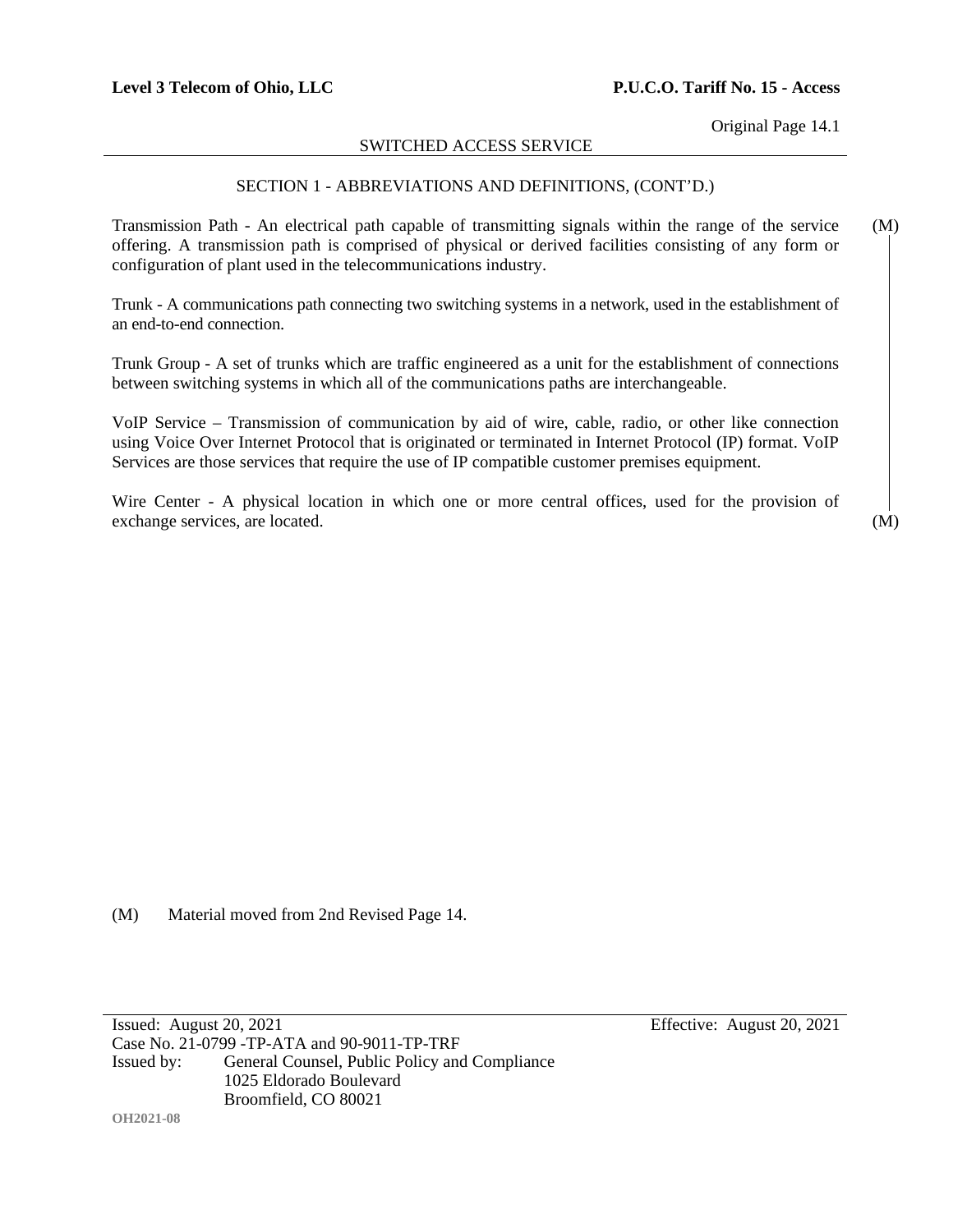SWITCHED ACCESS SERVICE

SECTION 1 - ABBREVIATIONS AND DEFINITIONS, (CONT'D.)

Transmission Path - An electrical path capable of transmitting signals within the range of the service offering. A transmission path is comprised of physical or derived facilities consisting of any form or configuration of plant used in the telecommunications industry. (M)

Trunk - A communications path connecting two switching systems in a network, used in the establishment of an end-to-end connection.

Trunk Group - A set of trunks which are traffic engineered as a unit for the establishment of connections between switching systems in which all of the communications paths are interchangeable.

VoIP Service – Transmission of communication by aid of wire, cable, radio, or other like connection using Voice Over Internet Protocol that is originated or terminated in Internet Protocol (IP) format. VoIP Services are those services that require the use of IP compatible customer premises equipment.

Wire Center - A physical location in which one or more central offices, used for the provision of exchange services, are located. (M)

(M) Material moved from 2nd Revised Page 14.

Issued: August 20, 2021 Effective: August 20, 2021
Case No. 21-0799 -TP-ATA and 90-9011-TP-TRF
Issued by: General Counsel, Public Policy and Compliance
1025 Eldorado Boulevard
Broomfield, CO 80021

OH2021-08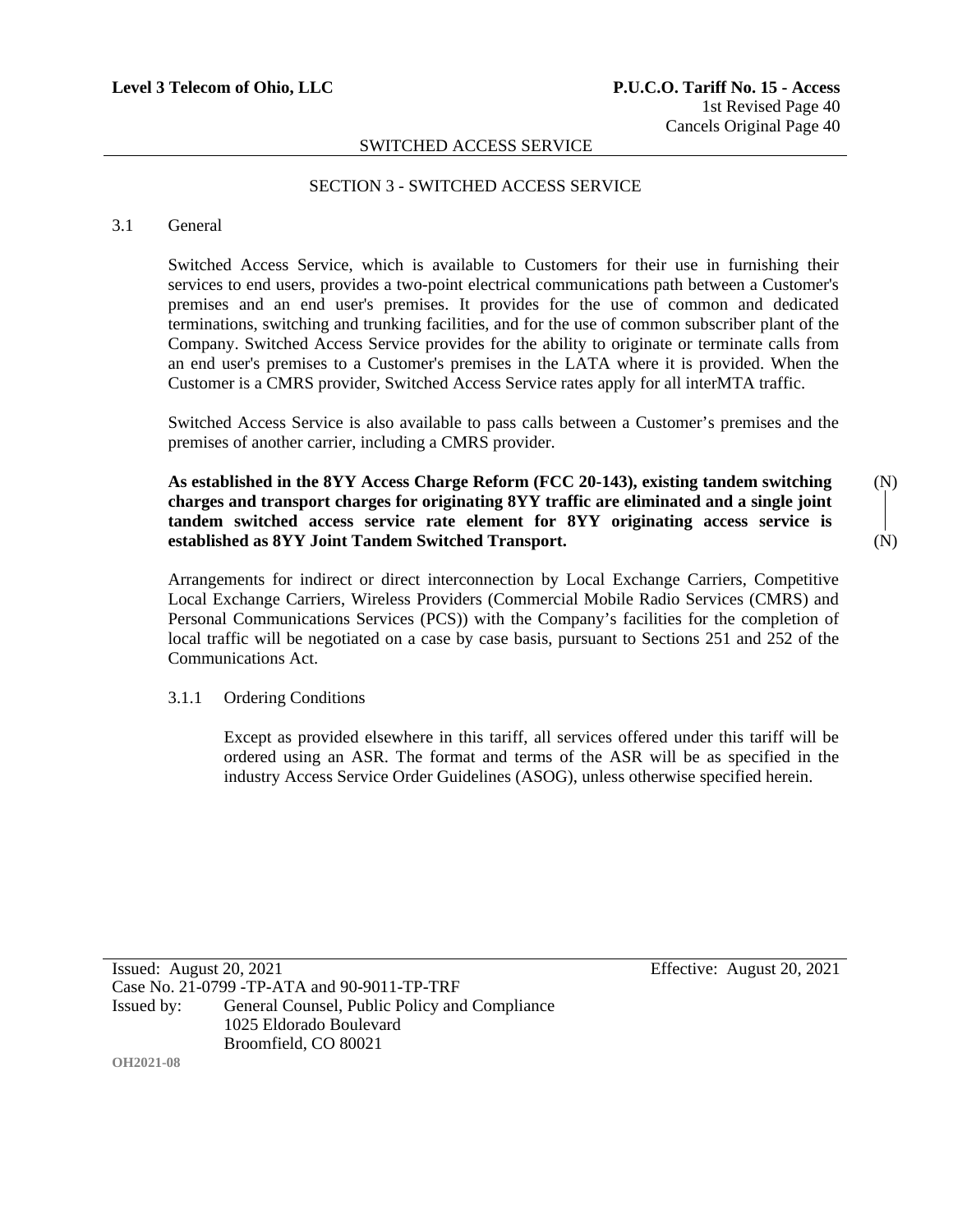SECTION 3 - SWITCHED ACCESS SERVICE

3.1 General

Switched Access Service, which is available to Customers for their use in furnishing their services to end users, provides a two-point electrical communications path between a Customer's premises and an end user's premises. It provides for the use of common and dedicated terminations, switching and trunking facilities, and for the use of common subscriber plant of the Company. Switched Access Service provides for the ability to originate or terminate calls from an end user's premises to a Customer's premises in the LATA where it is provided. When the Customer is a CMRS provider, Switched Access Service rates apply for all interMTA traffic.

Switched Access Service is also available to pass calls between a Customer's premises and the premises of another carrier, including a CMRS provider.

**As established in the 8YY Access Charge Reform (FCC 20-143), existing tandem switching charges and transport charges for originating 8YY traffic are eliminated and a single joint tandem switched access service rate element for 8YY originating access service is established as 8YY Joint Tandem Switched Transport.** (N)

Arrangements for indirect or direct interconnection by Local Exchange Carriers, Competitive Local Exchange Carriers, Wireless Providers (Commercial Mobile Radio Services (CMRS) and Personal Communications Services (PCS)) with the Company's facilities for the completion of local traffic will be negotiated on a case by case basis, pursuant to Sections 251 and 252 of the Communications Act.

3.1.1 Ordering Conditions

Except as provided elsewhere in this tariff, all services offered under this tariff will be ordered using an ASR. The format and terms of the ASR will be as specified in the industry Access Service Order Guidelines (ASOG), unless otherwise specified herein.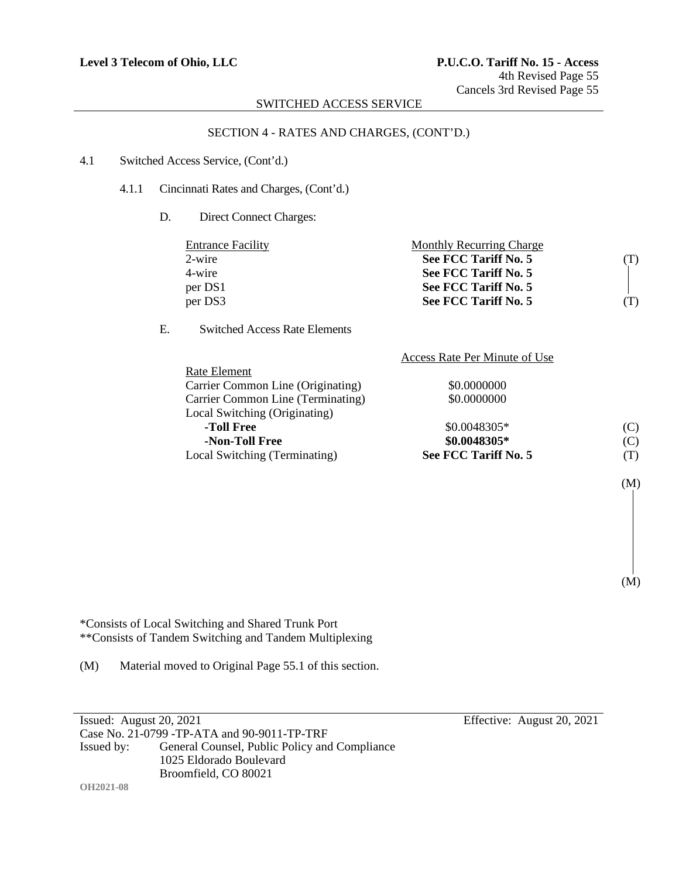**Level 3 Telecom of Ohio, LLC** | **P.U.C.O. Tariff No. 15 - Access**
4th Revised Page 55
Cancels 3rd Revised Page 55

SWITCHED ACCESS SERVICE

SECTION 4 - RATES AND CHARGES, (CONT'D.)

4.1 Switched Access Service, (Cont'd.)

4.1.1 Cincinnati Rates and Charges, (Cont'd.)

D. Direct Connect Charges:

| Entrance Facility | Monthly Recurring Charge | |
|---|---|---|
| 2-wire | **See FCC Tariff No. 5** | (T) |
| 4-wire | **See FCC Tariff No. 5** | \| |
| per DS1 | **See FCC Tariff No. 5** | \| |
| per DS3 | **See FCC Tariff No. 5** | (T) |

E. Switched Access Rate Elements

| Rate Element | Access Rate Per Minute of Use | |
|---|---|---|
| Carrier Common Line (Originating) | $0.0000000 | |
| Carrier Common Line (Terminating) | $0.0000000 | |
| Local Switching (Originating) | | |
| **-Toll Free** | $0.0048305* | (C) |
| **-Non-Toll Free** | **$0.0048305*** | (C) |
| Local Switching (Terminating) | **See FCC Tariff No. 5** | (T) |

(M)

(M)

*Consists of Local Switching and Shared Trunk Port
**Consists of Tandem Switching and Tandem Multiplexing

(M) Material moved to Original Page 55.1 of this section.

Issued: August 20, 2021 | Effective: August 20, 2021
Case No. 21-0799 -TP-ATA and 90-9011-TP-TRF
Issued by: General Counsel, Public Policy and Compliance
1025 Eldorado Boulevard
Broomfield, CO 80021

OH2021-08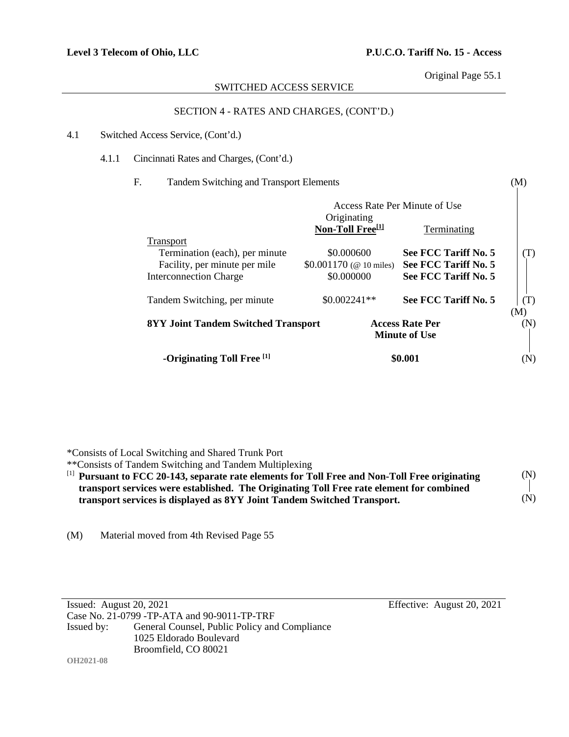Level 3 Telecom of Ohio, LLC — P.U.C.O. Tariff No. 15 - Access

Original Page 55.1

SWITCHED ACCESS SERVICE

SECTION 4 - RATES AND CHARGES, (CONT'D.)

4.1 Switched Access Service, (Cont'd.)

4.1.1 Cincinnati Rates and Charges, (Cont'd.)

F. Tandem Switching and Transport Elements (M)

| | Access Rate Per Minute of Use | | |
|---|---|---|---|
| | Originating **Non-Toll Free[1]** | Terminating | |
| Transport | | | |
| Termination (each), per minute | $0.000600 | **See FCC Tariff No. 5** | (T) |
| Facility, per minute per mile | $0.001170 (@ 10 miles) | **See FCC Tariff No. 5** | |
| Interconnection Charge | $0.000000 | **See FCC Tariff No. 5** | |
| Tandem Switching, per minute | $0.002241** | **See FCC Tariff No. 5** | (T) (M) |

| **8YY Joint Tandem Switched Transport** | **Access Rate Per Minute of Use** | |
|---|---|---|
| **-Originating Toll Free [1]** | **$0.001** | (N) |

*Consists of Local Switching and Shared Trunk Port

**Consists of Tandem Switching and Tandem Multiplexing

[1] **Pursuant to FCC 20-143, separate rate elements for Toll Free and Non-Toll Free originating transport services were established. The Originating Toll Free rate element for combined transport services is displayed as 8YY Joint Tandem Switched Transport.** (N)

(M) Material moved from 4th Revised Page 55

Issued: August 20, 2021 — Effective: August 20, 2021

Case No. 21-0799 -TP-ATA and 90-9011-TP-TRF

Issued by: General Counsel, Public Policy and Compliance
1025 Eldorado Boulevard
Broomfield, CO 80021

OH2021-08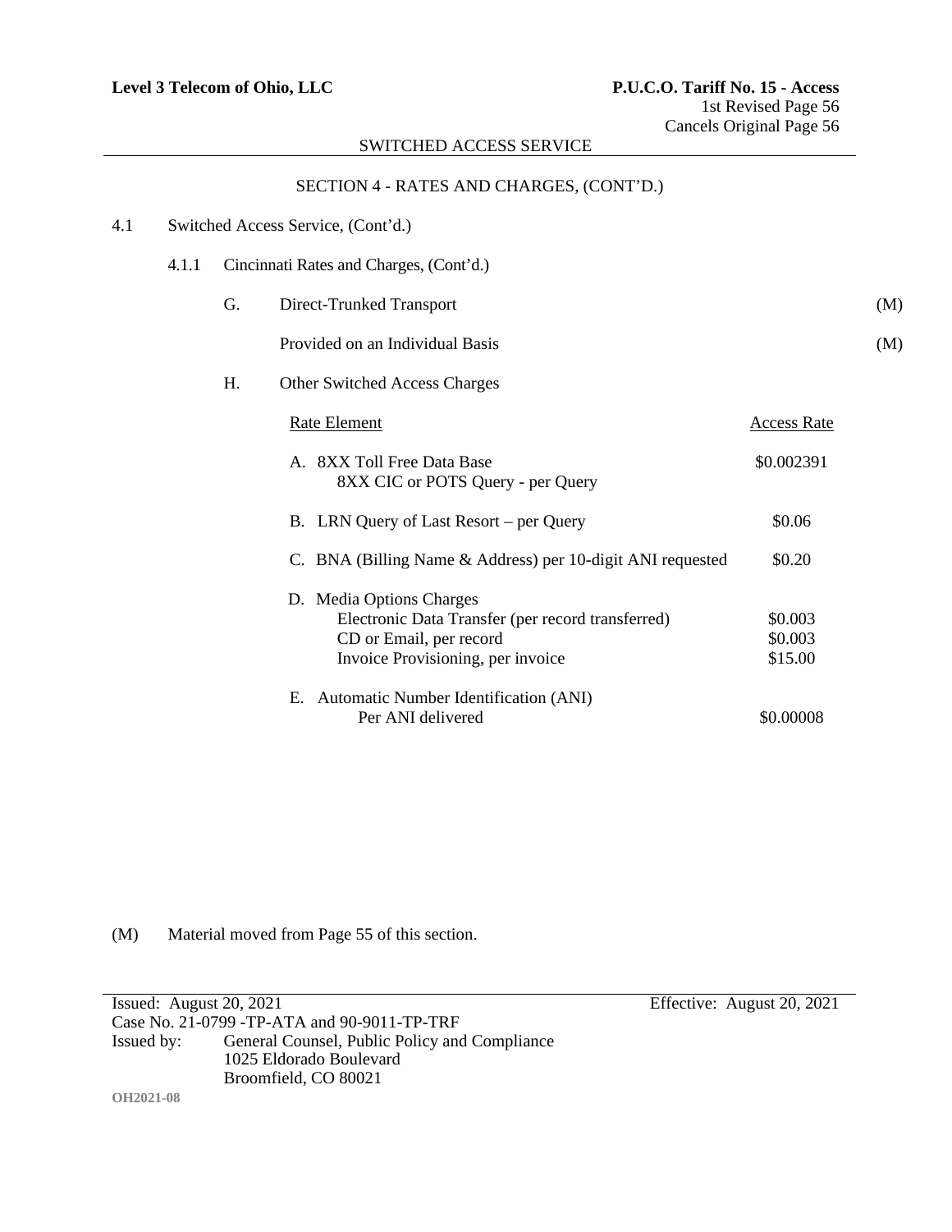SWITCHED ACCESS SERVICE

SECTION 4 - RATES AND CHARGES, (CONT'D.)

4.1 Switched Access Service, (Cont'd.)

4.1.1 Cincinnati Rates and Charges, (Cont'd.)

G. Direct-Trunked Transport (M)

Provided on an Individual Basis (M)

H. Other Switched Access Charges

| Rate Element | Access Rate |
|---|---|
| A. 8XX Toll Free Data Base<br>8XX CIC or POTS Query - per Query | $0.002391 |
| B. LRN Query of Last Resort – per Query | $0.06 |
| C. BNA (Billing Name & Address) per 10-digit ANI requested | $0.20 |
| D. Media Options Charges | |
| Electronic Data Transfer (per record transferred) | $0.003 |
| CD or Email, per record | $0.003 |
| Invoice Provisioning, per invoice | $15.00 |
| E. Automatic Number Identification (ANI)<br>Per ANI delivered | $0.00008 |

(M) Material moved from Page 55 of this section.

Issued: August 20, 2021 Effective: August 20, 2021
Case No. 21-0799 -TP-ATA and 90-9011-TP-TRF
Issued by: General Counsel, Public Policy and Compliance
1025 Eldorado Boulevard
Broomfield, CO 80021

OH2021-08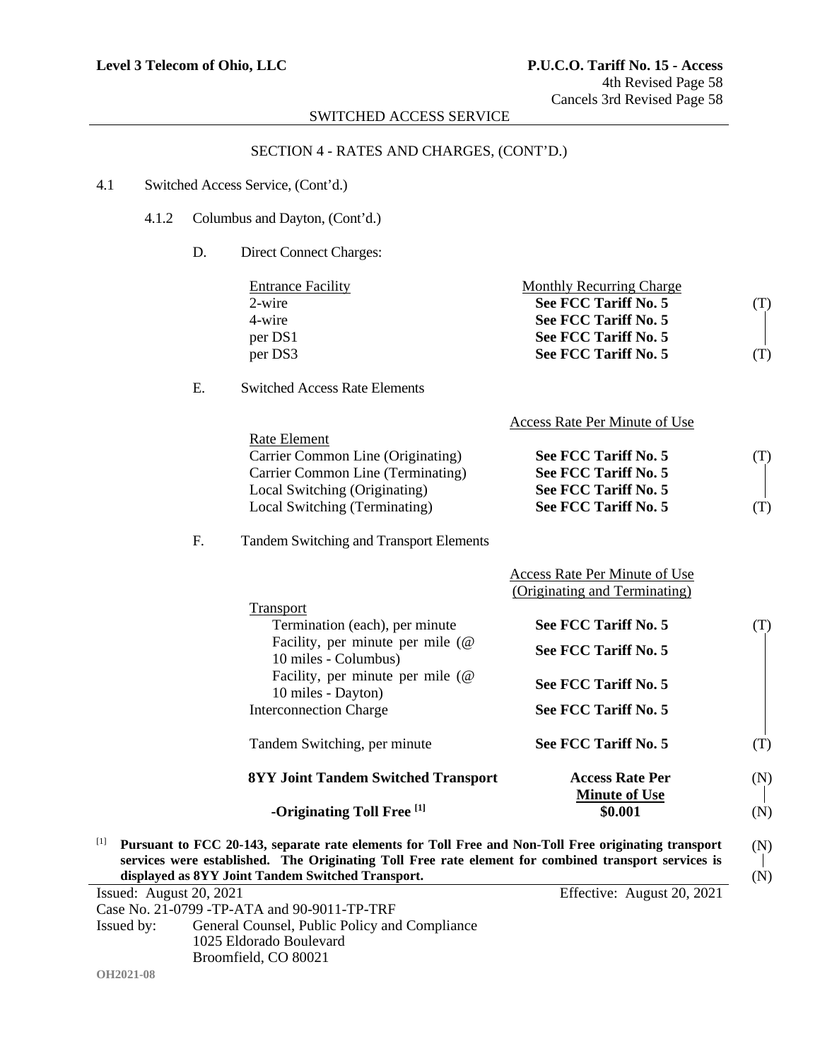**Level 3 Telecom of Ohio, LLC**

**P.U.C.O. Tariff No. 15 - Access**
4th Revised Page 58
Cancels 3rd Revised Page 58

SWITCHED ACCESS SERVICE

SECTION 4 - RATES AND CHARGES, (CONT'D.)

4.1 Switched Access Service, (Cont'd.)

4.1.2 Columbus and Dayton, (Cont'd.)

D. Direct Connect Charges:

| Entrance Facility | Monthly Recurring Charge | |
|---|---|---|
| 2-wire | **See FCC Tariff No. 5** | (T) |
| 4-wire | **See FCC Tariff No. 5** | \| |
| per DS1 | **See FCC Tariff No. 5** | \| |
| per DS3 | **See FCC Tariff No. 5** | (T) |

E. Switched Access Rate Elements

| Rate Element | Access Rate Per Minute of Use | |
|---|---|---|
| Carrier Common Line (Originating) | **See FCC Tariff No. 5** | (T) |
| Carrier Common Line (Terminating) | **See FCC Tariff No. 5** | \| |
| Local Switching (Originating) | **See FCC Tariff No. 5** | \| |
| Local Switching (Terminating) | **See FCC Tariff No. 5** | (T) |

F. Tandem Switching and Transport Elements

| | Access Rate Per Minute of Use (Originating and Terminating) | |
|---|---|---|
| Transport | | |
| Termination (each), per minute | **See FCC Tariff No. 5** | (T) |
| Facility, per minute per mile (@ 10 miles - Columbus) | **See FCC Tariff No. 5** | \| |
| Facility, per minute per mile (@ 10 miles - Dayton) | **See FCC Tariff No. 5** | \| |
| Interconnection Charge | **See FCC Tariff No. 5** | \| |
| Tandem Switching, per minute | **See FCC Tariff No. 5** | (T) |
| **8YY Joint Tandem Switched Transport** | **Access Rate Per Minute of Use** | (N) |
| **-Originating Toll Free [1]** | **$0.001** | (N) |

[1] **Pursuant to FCC 20-143, separate rate elements for Toll Free and Non-Toll Free originating transport services were established. The Originating Toll Free rate element for combined transport services is displayed as 8YY Joint Tandem Switched Transport.** (N)

Issued: August 20, 2021
Effective: August 20, 2021

Case No. 21-0799 -TP-ATA and 90-9011-TP-TRF

Issued by: General Counsel, Public Policy and Compliance
1025 Eldorado Boulevard
Broomfield, CO 80021

OH2021-08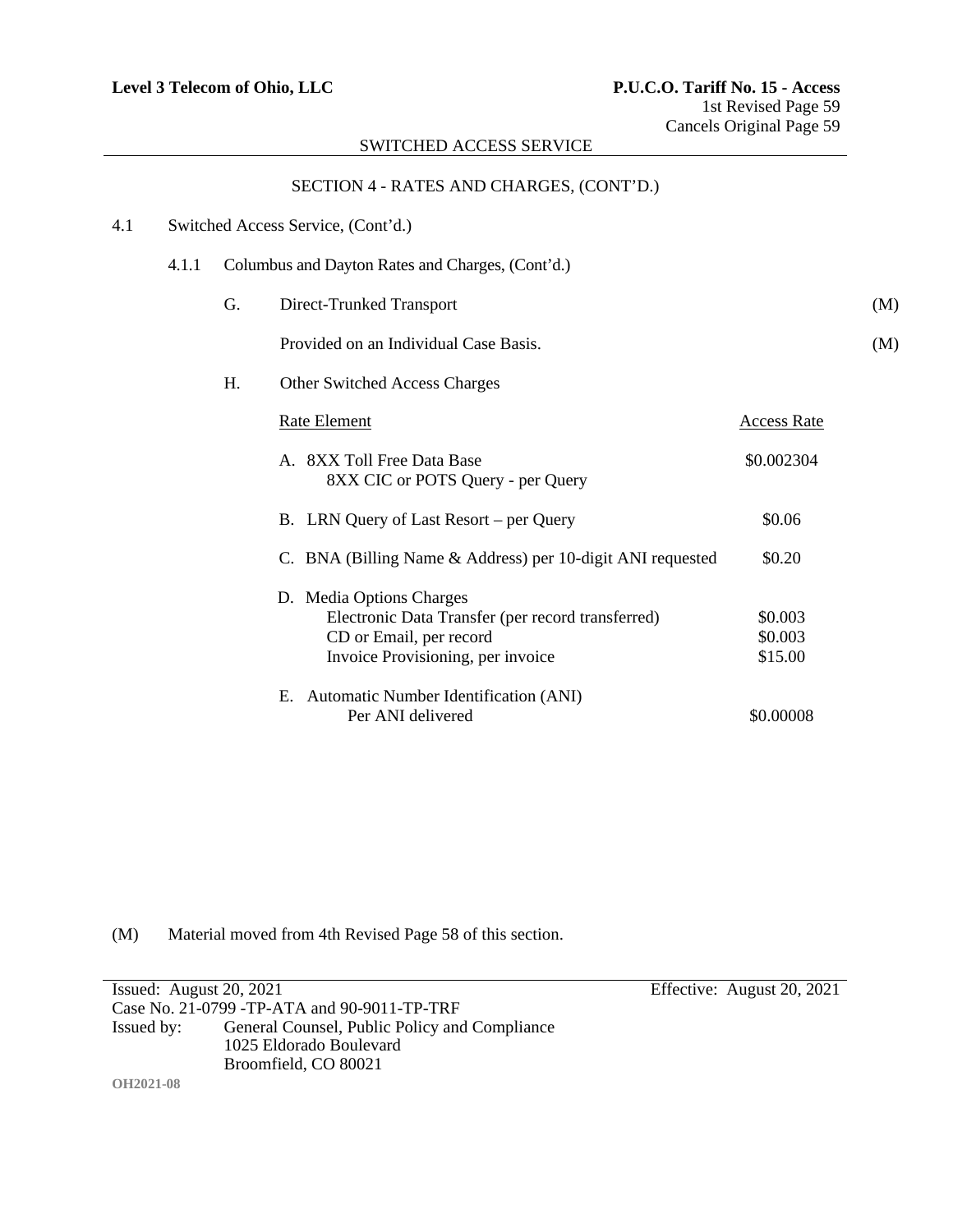SECTION 4 - RATES AND CHARGES, (CONT'D.)

4.1 Switched Access Service, (Cont'd.)

4.1.1 Columbus and Dayton Rates and Charges, (Cont'd.)

G. Direct-Trunked Transport (M)

Provided on an Individual Case Basis. (M)

H. Other Switched Access Charges

| Rate Element | Access Rate |
|---|---|
| A. 8XX Toll Free Data Base<br>8XX CIC or POTS Query - per Query | \$0.002304 |
| B. LRN Query of Last Resort – per Query | \$0.06 |
| C. BNA (Billing Name & Address) per 10-digit ANI requested | \$0.20 |
| D. Media Options Charges | |
| Electronic Data Transfer (per record transferred) | \$0.003 |
| CD or Email, per record | \$0.003 |
| Invoice Provisioning, per invoice | \$15.00 |
| E. Automatic Number Identification (ANI)<br>Per ANI delivered | \$0.00008 |

(M) Material moved from 4th Revised Page 58 of this section.

Issued: August 20, 2021 Effective: August 20, 2021
Case No. 21-0799 -TP-ATA and 90-9011-TP-TRF
Issued by: General Counsel, Public Policy and Compliance
1025 Eldorado Boulevard
Broomfield, CO 80021

OH2021-08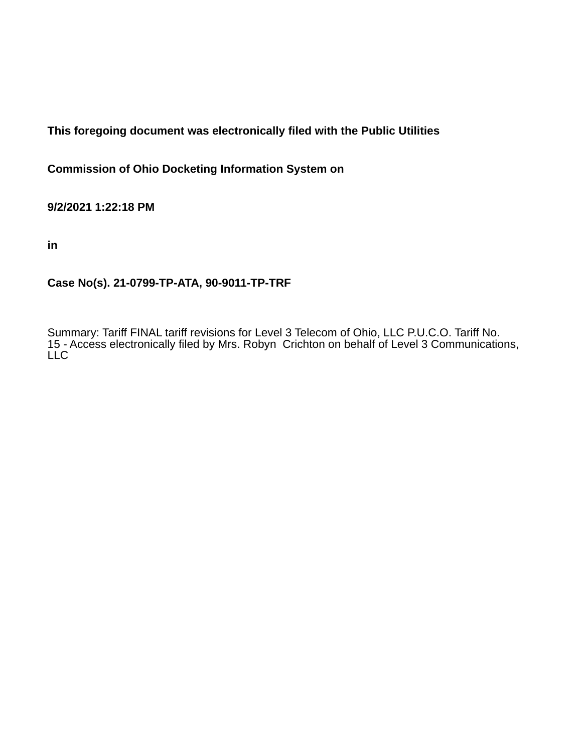**This foregoing document was electronically filed with the Public Utilities**

**Commission of Ohio Docketing Information System on**

**9/2/2021 1:22:18 PM**

**in**

**Case No(s). 21-0799-TP-ATA, 90-9011-TP-TRF**

Summary: Tariff FINAL tariff revisions for Level 3 Telecom of Ohio, LLC P.U.C.O. Tariff No. 15 - Access electronically filed by Mrs. Robyn Crichton on behalf of Level 3 Communications, LLC